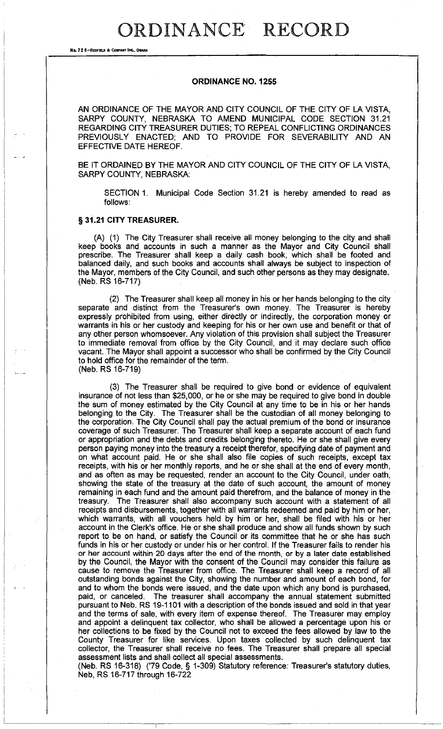# ORDINANCE RECORD

No. 72 8—REDFIELD & COMPANY INC., OMAHA

## ORDINANCE NO. 1255

AN ORDINANCE OF THE MAYOR AND CITY COUNCIL OF THE CITY OF LA VISTA, SARPY COUNTY, NEBRASKA TO AMEND MUNICIPAL CODE SECTION 31.21 REGARDING CITY TREASURER DUTIES; TO REPEAL CONFLICTING ORDINANCES PREVIOUSLY ENACTED; AND TO PROVIDE FOR SEVERABILITY AND AN EFFECTIVE DATE HEREOF.

BE IT ORDAINED BY THE MAYOR AND CITY COUNCIL OF THE CITY OF LA VISTA, SARPY COUNTY, NEBRASKA:

SECTION 1. Municipal Code Section 31.21 is hereby amended to read as follows:

### § 31.21 CITY TREASURER.

(A) (1) The City Treasurer shall receive all money belonging to the city and shall keep books and accounts in such a manner as the Mayor and City Council shall prescribe. The Treasurer shall keep a daily cash book, which shall be footed and balanced daily, and such books and accounts shall always be subject to inspection of the Mayor, members of the City Council, and such other persons as they may designate. (Neb. RS 16-717)

(2) The Treasurer shall keep all money in his or her hands belonging to the city separate and distinct from the Treasurer's own money. The Treasurer is hereby expressly prohibited from using, either directly or indirectly, the corporation money or warrants in his or her custody and keeping for his or her own use and benefit or that of any other person whomsoever. Any violation of this provision shall subject the Treasurer to immediate removal from office by the City Council, and it may declare such office vacant. The Mayor shall appoint a successor who shall be confirmed by the City Council to hold office for the remainder of the term.
(Neb. RS 16-719)

(3) The Treasurer shall be required to give bond or evidence of equivalent insurance of not less than $25,000, or he or she may be required to give bond in double the sum of money estimated by the City Council at any time to be in his or her hands belonging to the City. The Treasurer shall be the custodian of all money belonging to the corporation. The City Council shall pay the actual premium of the bond or insurance coverage of such Treasurer. The Treasurer shall keep a separate account of each fund or appropriation and the debts and credits belonging thereto. He or she shall give every person paying money into the treasury a receipt therefor, specifying date of payment and on what account paid. He or she shall also file copies of such receipts, except tax receipts, with his or her monthly reports, and he or she shall at the end of every month, and as often as may be requested, render an account to the City Council, under oath, showing the state of the treasury at the date of such account, the amount of money remaining in each fund and the amount paid therefrom, and the balance of money in the treasury. The Treasurer shall also accompany such account with a statement of all receipts and disbursements, together with all warrants redeemed and paid by him or her, which warrants, with all vouchers held by him or her, shall be filed with his or her account in the Clerk's office. He or she shall produce and show all funds shown by such report to be on hand, or satisfy the Council or its committee that he or she has such funds in his or her custody or under his or her control. If the Treasurer fails to render his or her account within 20 days after the end of the month, or by a later date established by the Council, the Mayor with the consent of the Council may consider this failure as cause to remove the Treasurer from office. The Treasurer shall keep a record of all outstanding bonds against the City, showing the number and amount of each bond, for and to whom the bonds were issued, and the date upon which any bond is purchased, paid, or canceled. The treasurer shall accompany the annual statement submitted pursuant to Neb. RS 19-1101 with a description of the bonds issued and sold in that year and the terms of sale, with every item of expense thereof. The Treasurer may employ and appoint a delinquent tax collector, who shall be allowed a percentage upon his or her collections to be fixed by the Council not to exceed the fees allowed by law to the County Treasurer for like services. Upon taxes collected by such delinquent tax collector, the Treasurer shall receive no fees. The Treasurer shall prepare all special assessment lists and shall collect all special assessments.
(Neb. RS 16-318) ('79 Code, § 1-309) Statutory reference: Treasurer's statutory duties, Neb, RS 16-717 through 16-722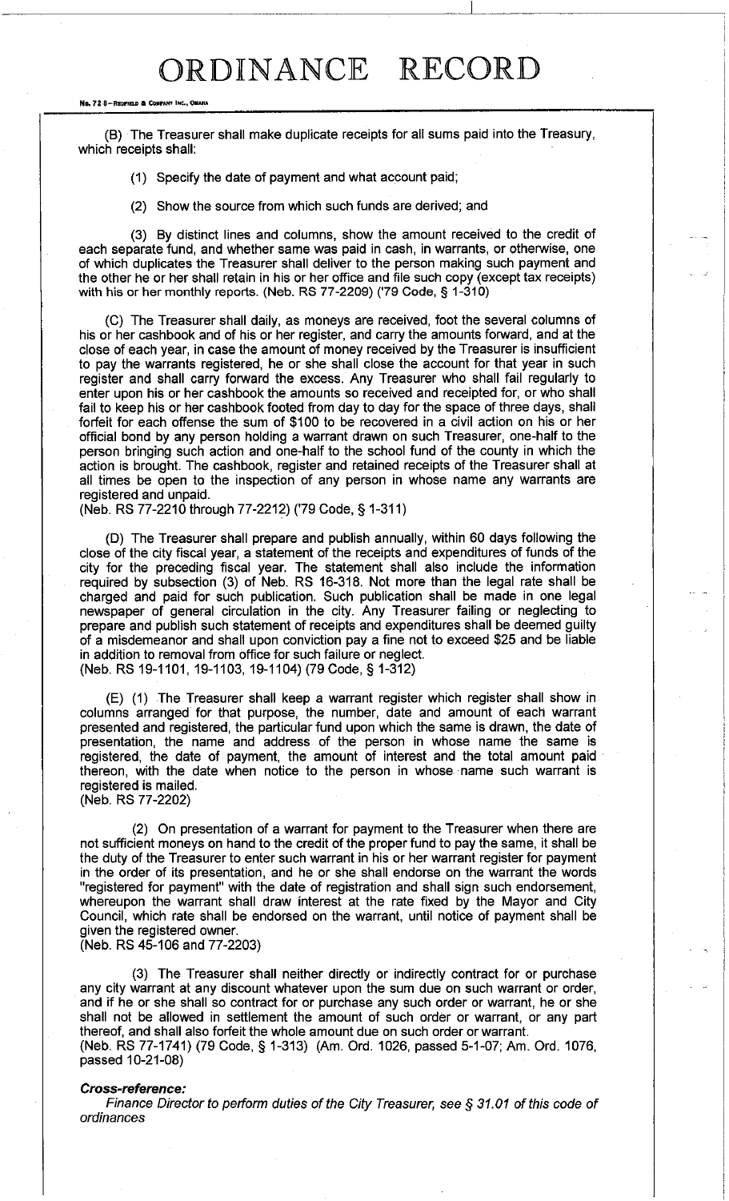(B) The Treasurer shall make duplicate receipts for all sums paid into the Treasury, which receipts shall:

(1) Specify the date of payment and what account paid;

(2) Show the source from which such funds are derived; and

(3) By distinct lines and columns, show the amount received to the credit of each separate fund, and whether same was paid in cash, in warrants, or otherwise, one of which duplicates the Treasurer shall deliver to the person making such payment and the other he or her shall retain in his or her office and file such copy (except tax receipts) with his or her monthly reports. (Neb. RS 77-2209) ('79 Code, § 1-310)

(C) The Treasurer shall daily, as moneys are received, foot the several columns of his or her cashbook and of his or her register, and carry the amounts forward, and at the close of each year, in case the amount of money received by the Treasurer is insufficient to pay the warrants registered, he or she shall close the account for that year in such register and shall carry forward the excess. Any Treasurer who shall fail regularly to enter upon his or her cashbook the amounts so received and receipted for, or who shall fail to keep his or her cashbook footed from day to day for the space of three days, shall forfeit for each offense the sum of $100 to be recovered in a civil action on his or her official bond by any person holding a warrant drawn on such Treasurer, one-half to the person bringing such action and one-half to the school fund of the county in which the action is brought. The cashbook, register and retained receipts of the Treasurer shall at all times be open to the inspection of any person in whose name any warrants are registered and unpaid.
(Neb. RS 77-2210 through 77-2212) ('79 Code, § 1-311)

(D) The Treasurer shall prepare and publish annually, within 60 days following the close of the city fiscal year, a statement of the receipts and expenditures of funds of the city for the preceding fiscal year. The statement shall also include the information required by subsection (3) of Neb. RS 16-318. Not more than the legal rate shall be charged and paid for such publication. Such publication shall be made in one legal newspaper of general circulation in the city. Any Treasurer failing or neglecting to prepare and publish such statement of receipts and expenditures shall be deemed guilty of a misdemeanor and shall upon conviction pay a fine not to exceed $25 and be liable in addition to removal from office for such failure or neglect.
(Neb. RS 19-1101, 19-1103, 19-1104) (79 Code, § 1-312)

(E) (1) The Treasurer shall keep a warrant register which register shall show in columns arranged for that purpose, the number, date and amount of each warrant presented and registered, the particular fund upon which the same is drawn, the date of presentation, the name and address of the person in whose name the same is registered, the date of payment, the amount of interest and the total amount paid thereon, with the date when notice to the person in whose name such warrant is registered is mailed.
(Neb. RS 77-2202)

(2) On presentation of a warrant for payment to the Treasurer when there are not sufficient moneys on hand to the credit of the proper fund to pay the same, it shall be the duty of the Treasurer to enter such warrant in his or her warrant register for payment in the order of its presentation, and he or she shall endorse on the warrant the words "registered for payment" with the date of registration and shall sign such endorsement, whereupon the warrant shall draw interest at the rate fixed by the Mayor and City Council, which rate shall be endorsed on the warrant, until notice of payment shall be given the registered owner.
(Neb. RS 45-106 and 77-2203)

(3) The Treasurer shall neither directly or indirectly contract for or purchase any city warrant at any discount whatever upon the sum due on such warrant or order, and if he or she shall so contract for or purchase any such order or warrant, he or she shall not be allowed in settlement the amount of such order or warrant, or any part thereof, and shall also forfeit the whole amount due on such order or warrant.
(Neb. RS 77-1741) (79 Code, § 1-313) (Am. Ord. 1026, passed 5-1-07; Am. Ord. 1076, passed 10-21-08)

***Cross-reference:***

*Finance Director to perform duties of the City Treasurer, see § 31.01 of this code of ordinances*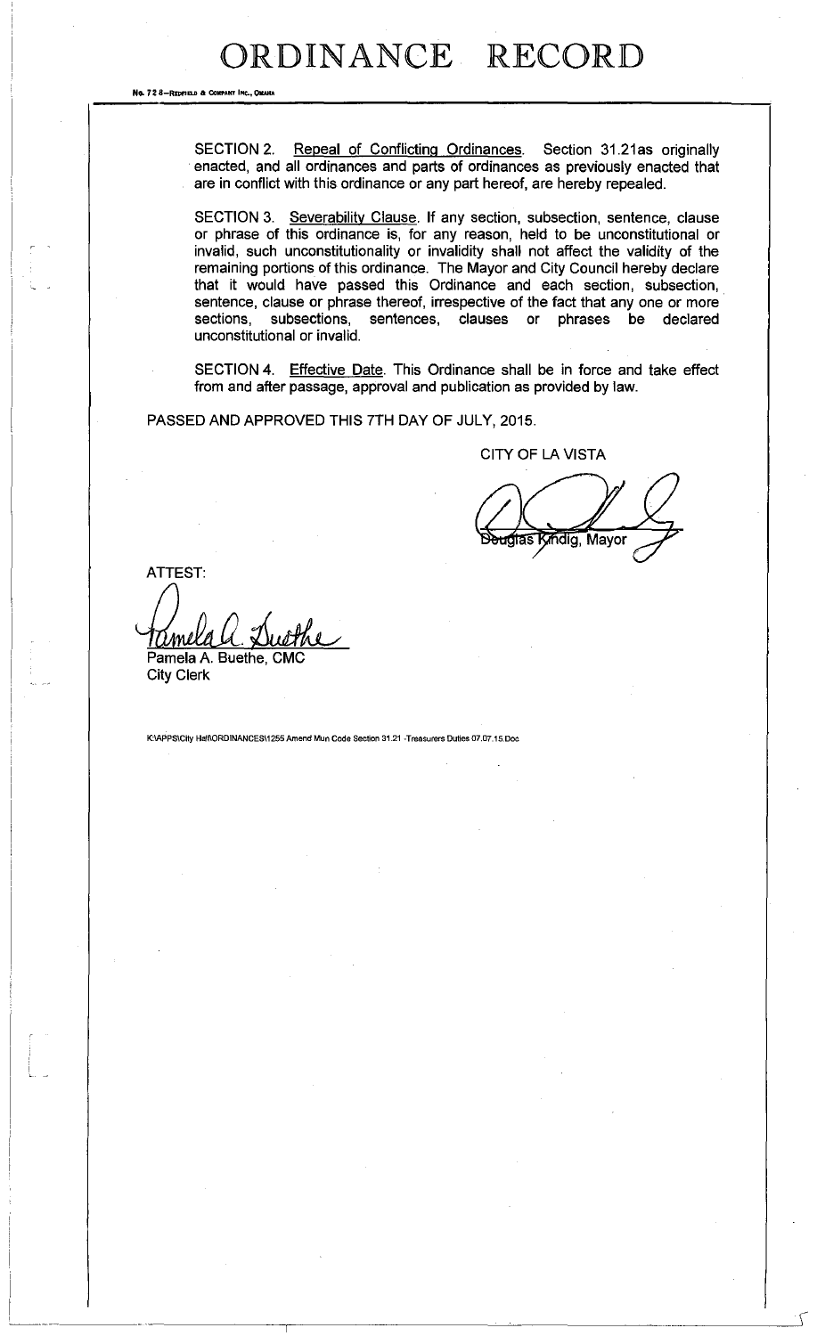# ORDINANCE RECORD

No. 72 8—REDFIELD & COMPANY INC., OMAHA

SECTION 2. Repeal of Conflicting Ordinances. Section 31.21as originally enacted, and all ordinances and parts of ordinances as previously enacted that are in conflict with this ordinance or any part hereof, are hereby repealed.

SECTION 3. Severability Clause. If any section, subsection, sentence, clause or phrase of this ordinance is, for any reason, held to be unconstitutional or invalid, such unconstitutionality or invalidity shall not affect the validity of the remaining portions of this ordinance. The Mayor and City Council hereby declare that it would have passed this Ordinance and each section, subsection, sentence, clause or phrase thereof, irrespective of the fact that any one or more sections, subsections, sentences, clauses or phrases be declared unconstitutional or invalid.

SECTION 4. Effective Date. This Ordinance shall be in force and take effect from and after passage, approval and publication as provided by law.

PASSED AND APPROVED THIS 7TH DAY OF JULY, 2015.

CITY OF LA VISTA

Douglas Kindig, Mayor

ATTEST:

Pamela A. Buethe, CMC
City Clerk

K:\APPS\City Hall\ORDINANCES\1255 Amend Mun Code Section 31.21 -Treasurers Duties 07.07.15.Doc